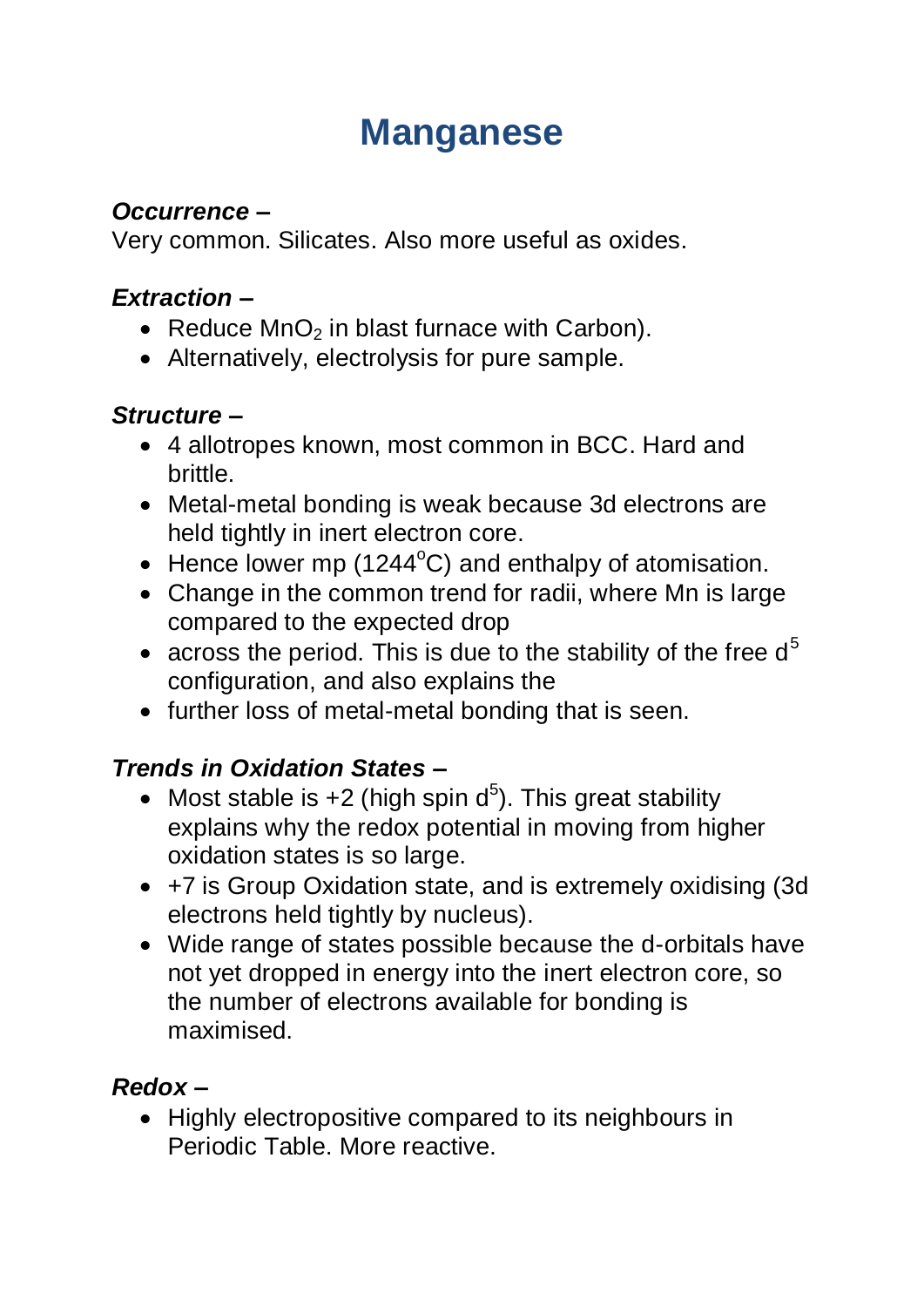# Manganese

***Occurrence –***
Very common. Silicates. Also more useful as oxides.

***Extraction –***

- Reduce $MnO_2$ in blast furnace with Carbon).
- Alternatively, electrolysis for pure sample.

***Structure –***

- 4 allotropes known, most common in BCC. Hard and brittle.
- Metal-metal bonding is weak because 3d electrons are held tightly in inert electron core.
- Hence lower mp (1244$^o$C) and enthalpy of atomisation.
- Change in the common trend for radii, where Mn is large compared to the expected drop
- across the period. This is due to the stability of the free $d^5$ configuration, and also explains the
- further loss of metal-metal bonding that is seen.

***Trends in Oxidation States –***

- Most stable is +2 (high spin $d^5$). This great stability explains why the redox potential in moving from higher oxidation states is so large.
- +7 is Group Oxidation state, and is extremely oxidising (3d electrons held tightly by nucleus).
- Wide range of states possible because the d-orbitals have not yet dropped in energy into the inert electron core, so the number of electrons available for bonding is maximised.

***Redox –***

- Highly electropositive compared to its neighbours in Periodic Table. More reactive.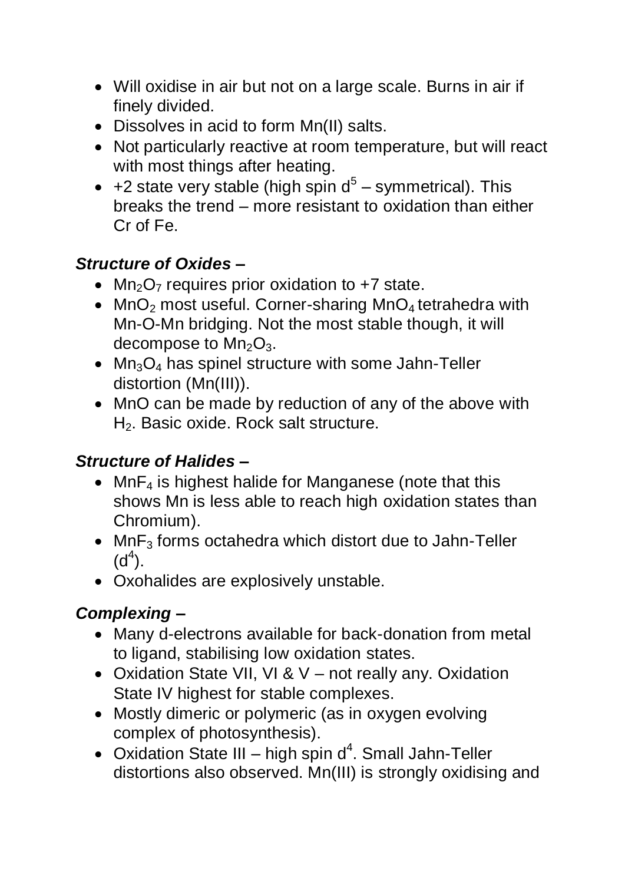- Will oxidise in air but not on a large scale. Burns in air if finely divided.
- Dissolves in acid to form Mn(II) salts.
- Not particularly reactive at room temperature, but will react with most things after heating.
- +2 state very stable (high spin $d^5$ – symmetrical). This breaks the trend – more resistant to oxidation than either Cr of Fe.

***Structure of Oxides –***

- $Mn_2O_7$ requires prior oxidation to +7 state.
- $MnO_2$ most useful. Corner-sharing $MnO_4$ tetrahedra with Mn-O-Mn bridging. Not the most stable though, it will decompose to $Mn_2O_3$.
- $Mn_3O_4$ has spinel structure with some Jahn-Teller distortion (Mn(III)).
- MnO can be made by reduction of any of the above with $H_2$. Basic oxide. Rock salt structure.

***Structure of Halides –***

- $MnF_4$ is highest halide for Manganese (note that this shows Mn is less able to reach high oxidation states than Chromium).
- $MnF_3$ forms octahedra which distort due to Jahn-Teller ($d^4$).
- Oxohalides are explosively unstable.

***Complexing –***

- Many d-electrons available for back-donation from metal to ligand, stabilising low oxidation states.
- Oxidation State VII, VI & V – not really any. Oxidation State IV highest for stable complexes.
- Mostly dimeric or polymeric (as in oxygen evolving complex of photosynthesis).
- Oxidation State III – high spin $d^4$. Small Jahn-Teller distortions also observed. Mn(III) is strongly oxidising and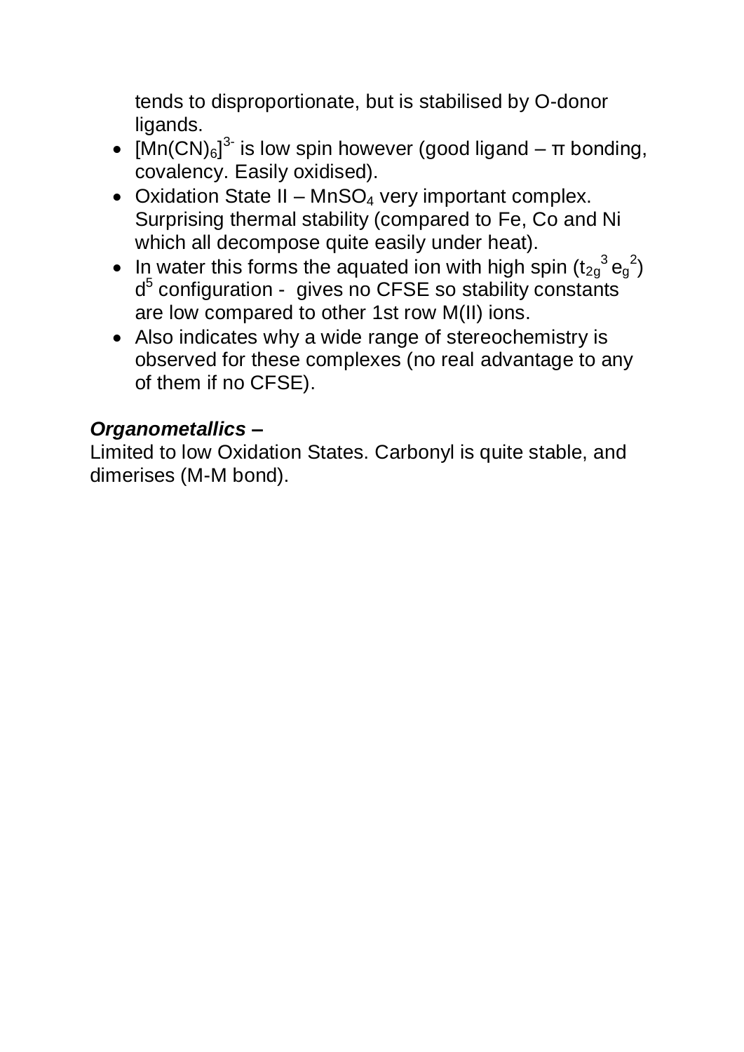tends to disproportionate, but is stabilised by O-donor ligands.

- $[Mn(CN)_6]^{3-}$ is low spin however (good ligand – π bonding, covalency. Easily oxidised).
- Oxidation State II – $MnSO_4$ very important complex. Surprising thermal stability (compared to Fe, Co and Ni which all decompose quite easily under heat).
- In water this forms the aquated ion with high spin ($t_{2g}^3 e_g^2$) $d^5$ configuration - gives no CFSE so stability constants are low compared to other 1st row M(II) ions.
- Also indicates why a wide range of stereochemistry is observed for these complexes (no real advantage to any of them if no CFSE).

***Organometallics –***

Limited to low Oxidation States. Carbonyl is quite stable, and dimerises (M-M bond).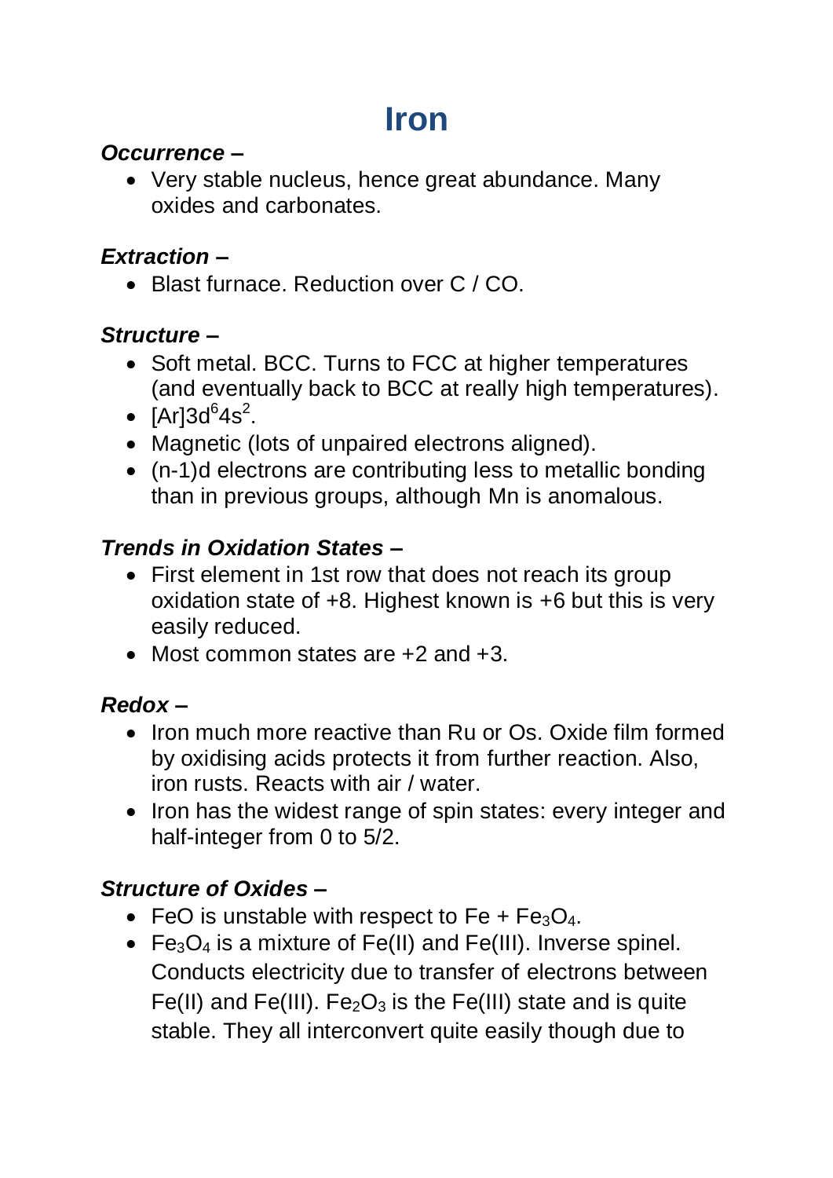# Iron

***Occurrence –***

- Very stable nucleus, hence great abundance. Many oxides and carbonates.

***Extraction –***

- Blast furnace. Reduction over C / CO.

***Structure –***

- Soft metal. BCC. Turns to FCC at higher temperatures (and eventually back to BCC at really high temperatures).
- $[Ar]3d^6 4s^2$.
- Magnetic (lots of unpaired electrons aligned).
- (n-1)d electrons are contributing less to metallic bonding than in previous groups, although Mn is anomalous.

***Trends in Oxidation States –***

- First element in 1st row that does not reach its group oxidation state of +8. Highest known is +6 but this is very easily reduced.
- Most common states are +2 and +3.

***Redox –***

- Iron much more reactive than Ru or Os. Oxide film formed by oxidising acids protects it from further reaction. Also, iron rusts. Reacts with air / water.
- Iron has the widest range of spin states: every integer and half-integer from 0 to 5/2.

***Structure of Oxides –***

- FeO is unstable with respect to Fe + $Fe_3O_4$.
- $Fe_3O_4$ is a mixture of Fe(II) and Fe(III). Inverse spinel. Conducts electricity due to transfer of electrons between Fe(II) and Fe(III). $Fe_2O_3$ is the Fe(III) state and is quite stable. They all interconvert quite easily though due to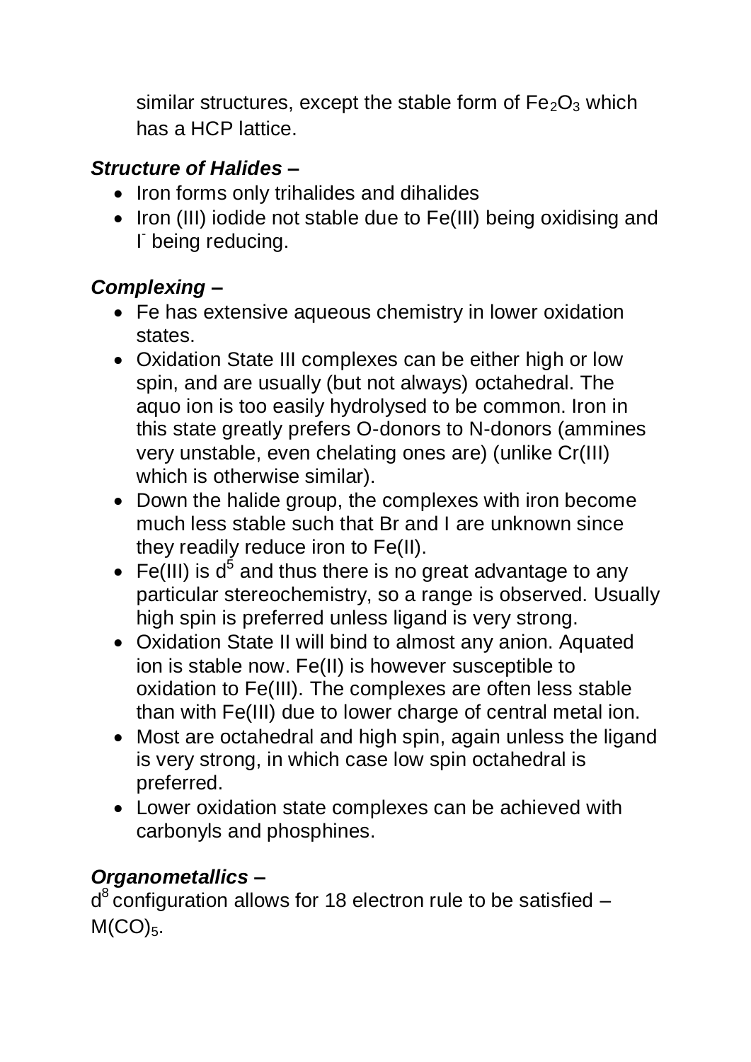similar structures, except the stable form of $Fe_2O_3$ which has a HCP lattice.

***Structure of Halides –***

- Iron forms only trihalides and dihalides
- Iron (III) iodide not stable due to Fe(III) being oxidising and $I^-$ being reducing.

***Complexing –***

- Fe has extensive aqueous chemistry in lower oxidation states.
- Oxidation State III complexes can be either high or low spin, and are usually (but not always) octahedral. The aquo ion is too easily hydrolysed to be common. Iron in this state greatly prefers O-donors to N-donors (ammines very unstable, even chelating ones are) (unlike Cr(III) which is otherwise similar).
- Down the halide group, the complexes with iron become much less stable such that Br and I are unknown since they readily reduce iron to Fe(II).
- Fe(III) is $d^5$ and thus there is no great advantage to any particular stereochemistry, so a range is observed. Usually high spin is preferred unless ligand is very strong.
- Oxidation State II will bind to almost any anion. Aquated ion is stable now. Fe(II) is however susceptible to oxidation to Fe(III). The complexes are often less stable than with Fe(III) due to lower charge of central metal ion.
- Most are octahedral and high spin, again unless the ligand is very strong, in which case low spin octahedral is preferred.
- Lower oxidation state complexes can be achieved with carbonyls and phosphines.

***Organometallics –***

$d^8$ configuration allows for 18 electron rule to be satisfied – $M(CO)_5$.